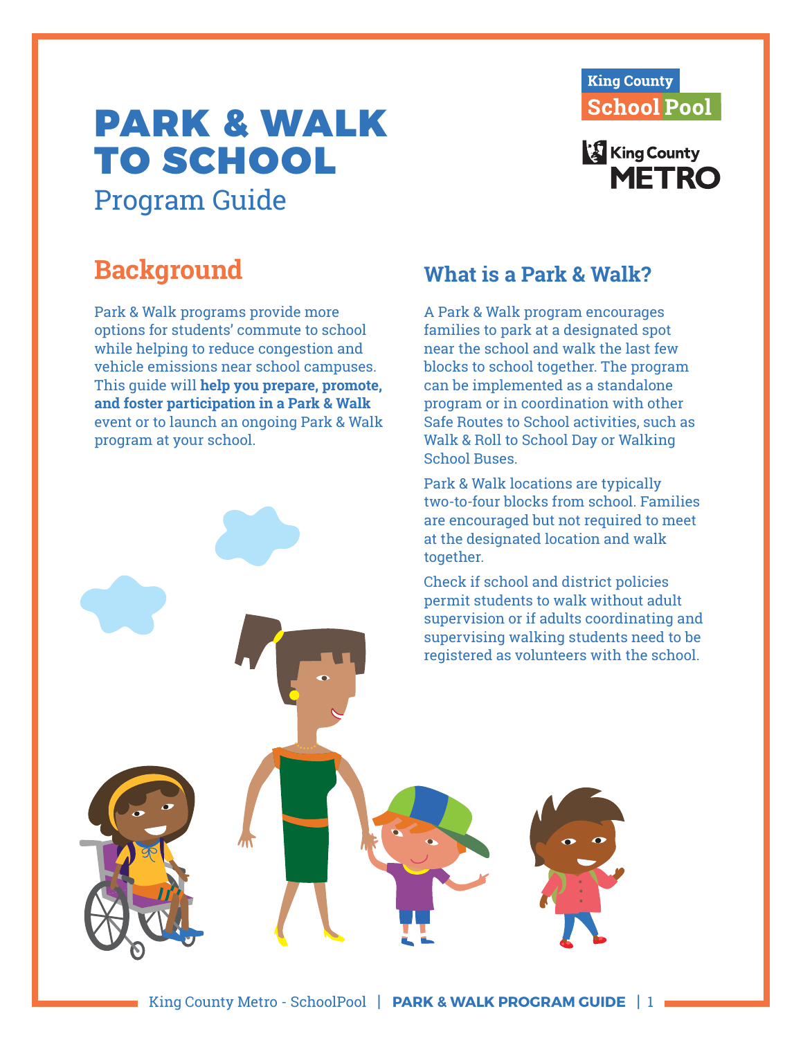# PARK & WALK TO SCHOOL

Program Guide

King County School Pool

King County METRO

## Background

Park & Walk programs provide more options for students' commute to school while helping to reduce congestion and vehicle emissions near school campuses. This guide will **help you prepare, promote, and foster participation in a Park & Walk** event or to launch an ongoing Park & Walk program at your school.

## What is a Park & Walk?

A Park & Walk program encourages families to park at a designated spot near the school and walk the last few blocks to school together. The program can be implemented as a standalone program or in coordination with other Safe Routes to School activities, such as Walk & Roll to School Day or Walking School Buses.

Park & Walk locations are typically two-to-four blocks from school. Families are encouraged but not required to meet at the designated location and walk together.

Check if school and district policies permit students to walk without adult supervision or if adults coordinating and supervising walking students need to be registered as volunteers with the school.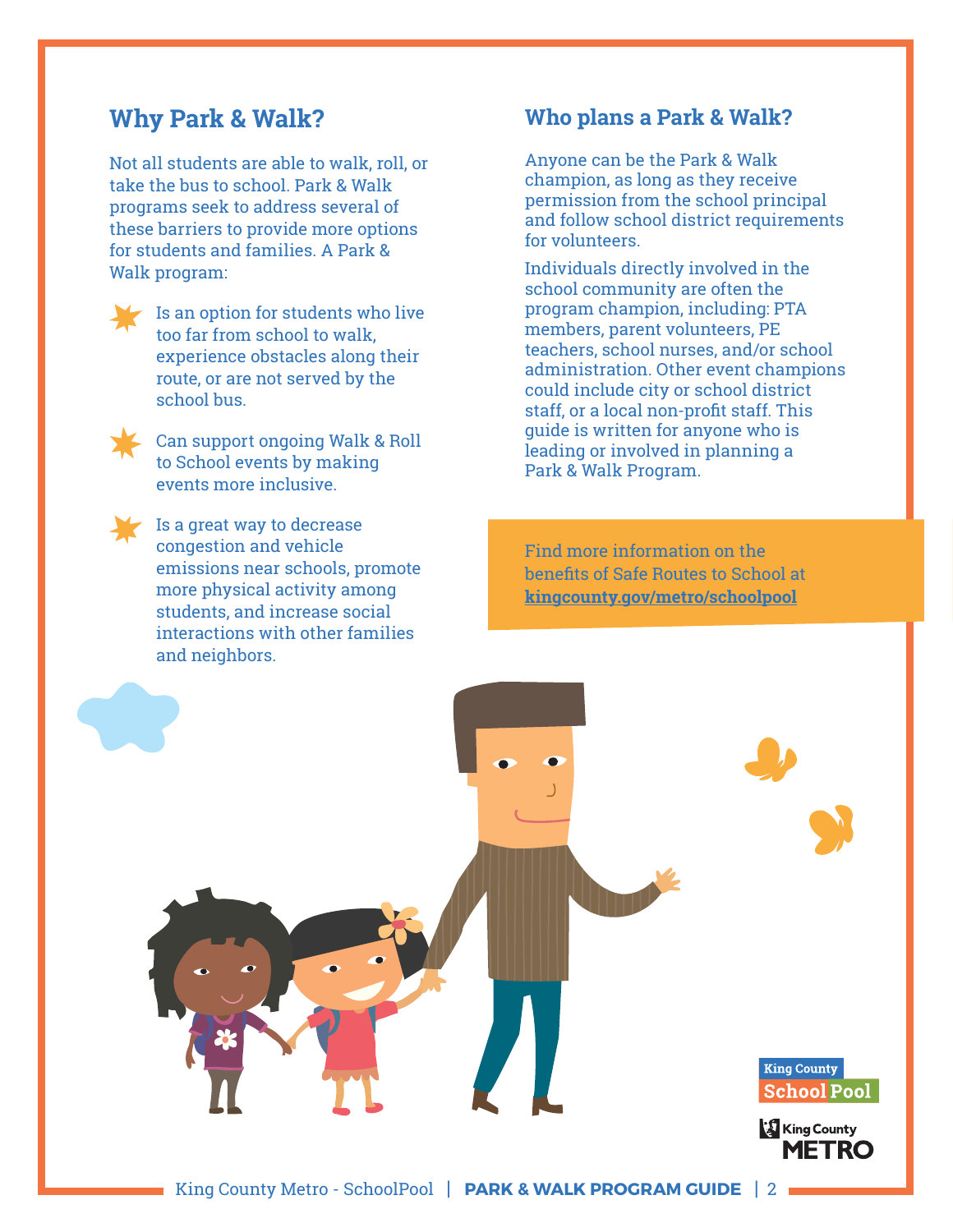## Why Park & Walk?

Not all students are able to walk, roll, or take the bus to school. Park & Walk programs seek to address several of these barriers to provide more options for students and families. A Park & Walk program:

- Is an option for students who live too far from school to walk, experience obstacles along their route, or are not served by the school bus.
- Can support ongoing Walk & Roll to School events by making events more inclusive.
- Is a great way to decrease congestion and vehicle emissions near schools, promote more physical activity among students, and increase social interactions with other families and neighbors.

## Who plans a Park & Walk?

Anyone can be the Park & Walk champion, as long as they receive permission from the school principal and follow school district requirements for volunteers.

Individuals directly involved in the school community are often the program champion, including: PTA members, parent volunteers, PE teachers, school nurses, and/or school administration. Other event champions could include city or school district staff, or a local non-profit staff. This guide is written for anyone who is leading or involved in planning a Park & Walk Program.

Find more information on the benefits of Safe Routes to School at **kingcounty.gov/metro/schoolpool**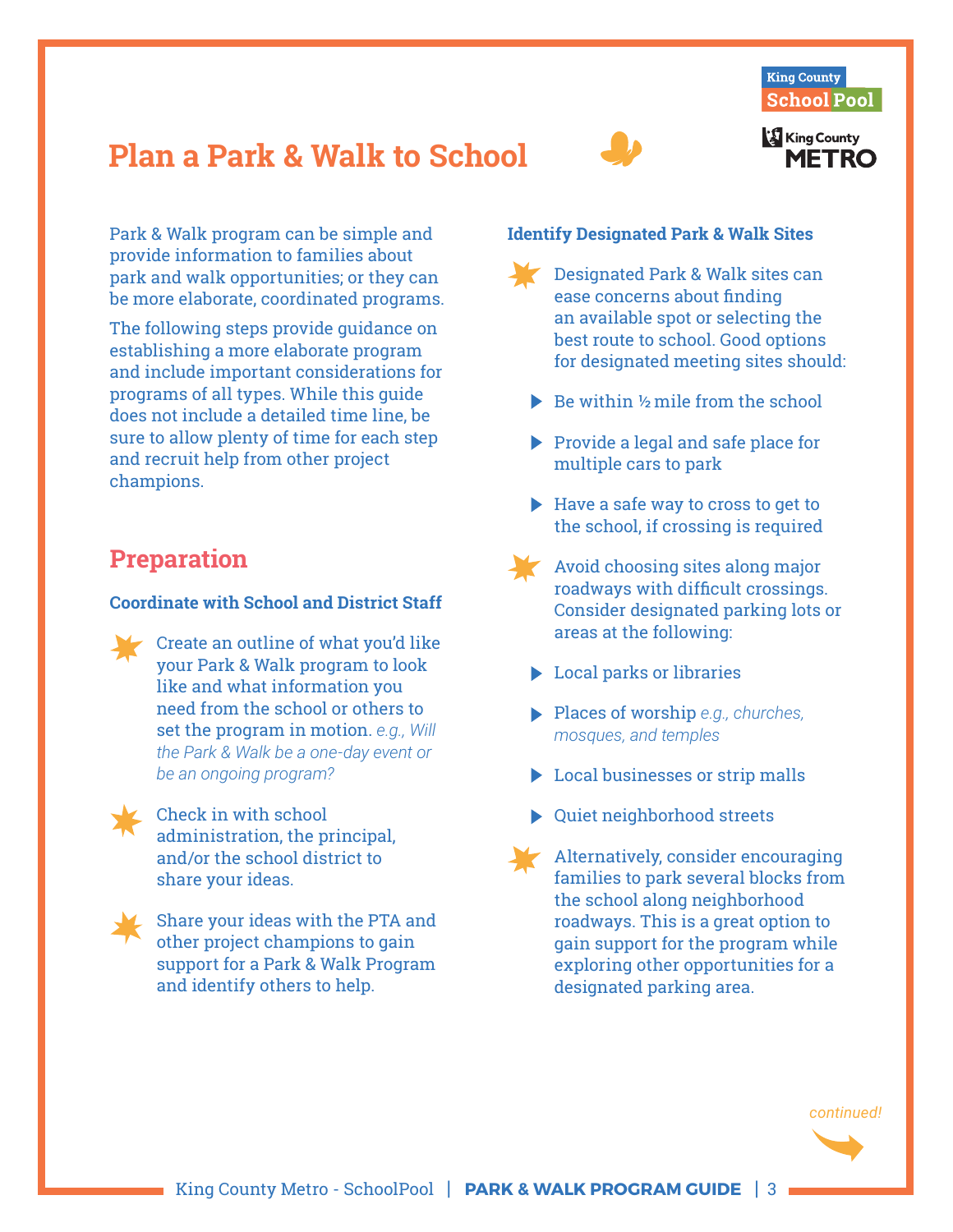# Plan a Park & Walk to School

Park & Walk program can be simple and provide information to families about park and walk opportunities; or they can be more elaborate, coordinated programs.

The following steps provide guidance on establishing a more elaborate program and include important considerations for programs of all types. While this guide does not include a detailed time line, be sure to allow plenty of time for each step and recruit help from other project champions.

## Preparation

### Coordinate with School and District Staff

- Create an outline of what you'd like your Park & Walk program to look like and what information you need from the school or others to set the program in motion. *e.g., Will the Park & Walk be a one-day event or be an ongoing program?*
- Check in with school administration, the principal, and/or the school district to share your ideas.
- Share your ideas with the PTA and other project champions to gain support for a Park & Walk Program and identify others to help.

### Identify Designated Park & Walk Sites

- Designated Park & Walk sites can ease concerns about finding an available spot or selecting the best route to school. Good options for designated meeting sites should:
  - Be within ½ mile from the school
  - Provide a legal and safe place for multiple cars to park
  - Have a safe way to cross to get to the school, if crossing is required
- Avoid choosing sites along major roadways with difficult crossings. Consider designated parking lots or areas at the following:
  - Local parks or libraries
  - Places of worship *e.g., churches, mosques, and temples*
  - Local businesses or strip malls
  - Quiet neighborhood streets
- Alternatively, consider encouraging families to park several blocks from the school along neighborhood roadways. This is a great option to gain support for the program while exploring other opportunities for a designated parking area.

*continued!*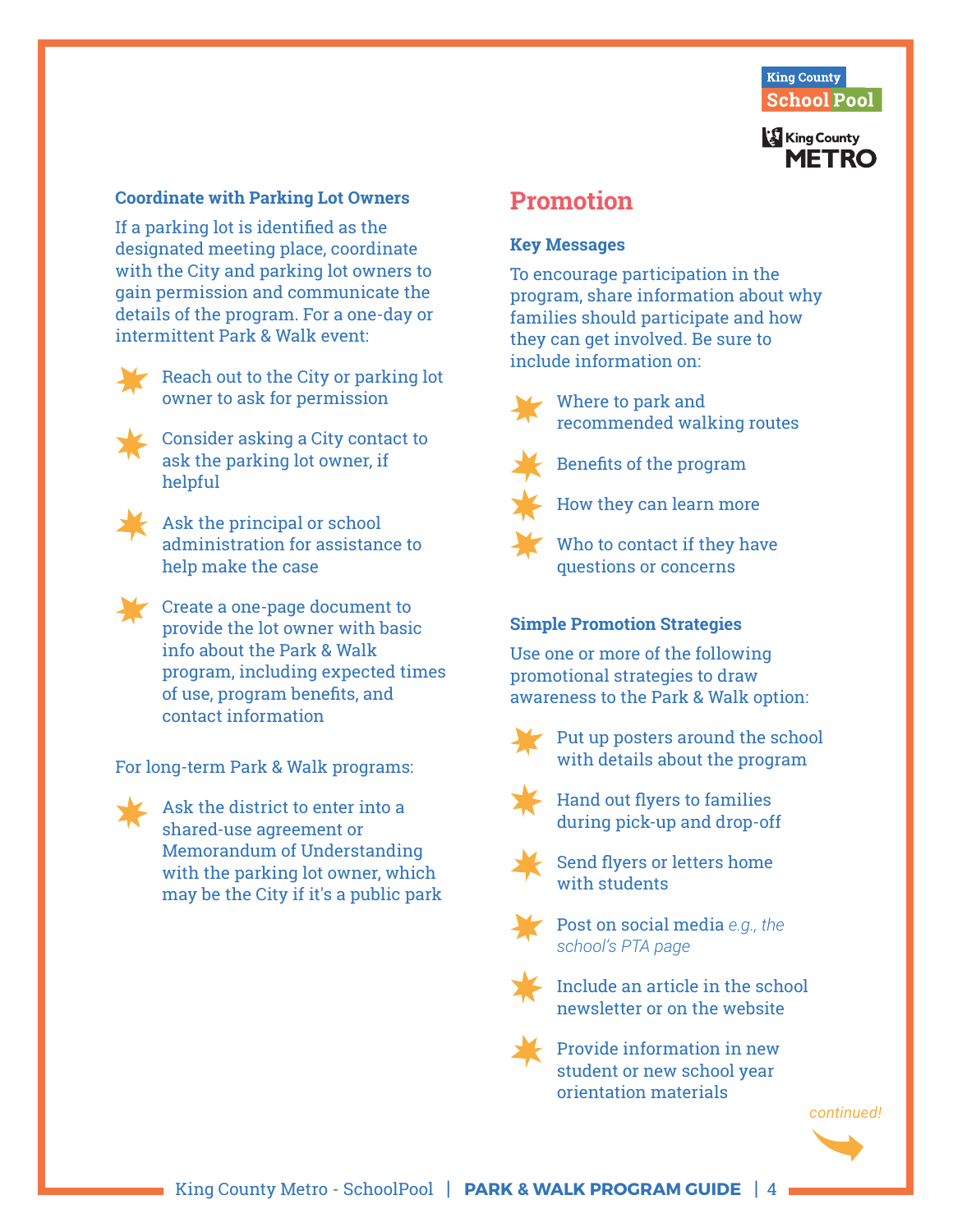### Coordinate with Parking Lot Owners

If a parking lot is identified as the designated meeting place, coordinate with the City and parking lot owners to gain permission and communicate the details of the program. For a one-day or intermittent Park & Walk event:

- Reach out to the City or parking lot owner to ask for permission
- Consider asking a City contact to ask the parking lot owner, if helpful
- Ask the principal or school administration for assistance to help make the case
- Create a one-page document to provide the lot owner with basic info about the Park & Walk program, including expected times of use, program benefits, and contact information

For long-term Park & Walk programs:

- Ask the district to enter into a shared-use agreement or Memorandum of Understanding with the parking lot owner, which may be the City if it's a public park

## Promotion

### Key Messages

To encourage participation in the program, share information about why families should participate and how they can get involved. Be sure to include information on:

- Where to park and recommended walking routes
- Benefits of the program
- How they can learn more
- Who to contact if they have questions or concerns

### Simple Promotion Strategies

Use one or more of the following promotional strategies to draw awareness to the Park & Walk option:

- Put up posters around the school with details about the program
- Hand out flyers to families during pick-up and drop-off
- Send flyers or letters home with students
- Post on social media *e.g., the school's PTA page*
- Include an article in the school newsletter or on the website
- Provide information in new student or new school year orientation materials

*continued!*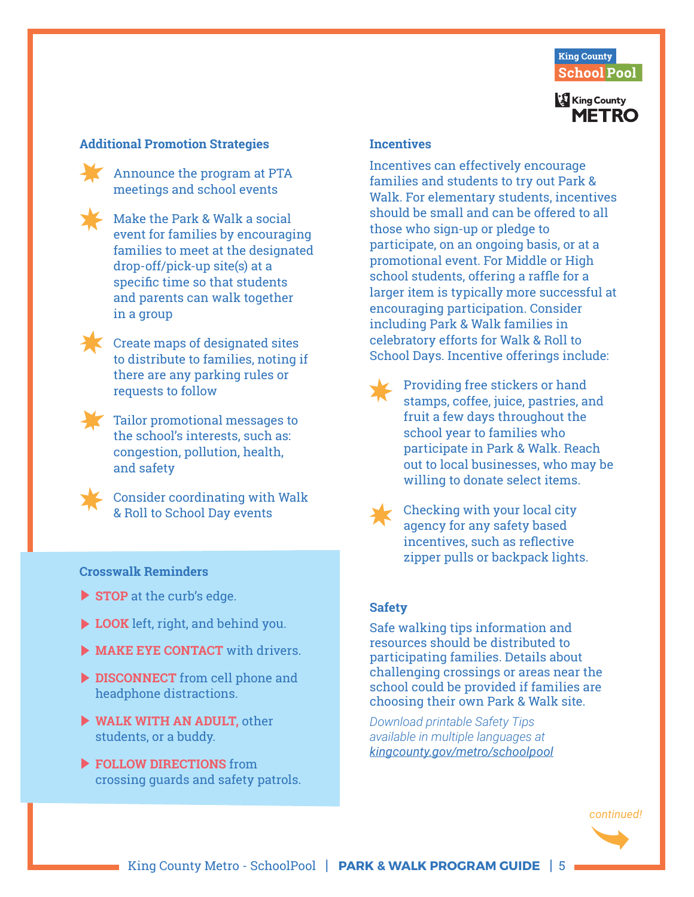### Additional Promotion Strategies

- Announce the program at PTA meetings and school events
- Make the Park & Walk a social event for families by encouraging families to meet at the designated drop-off/pick-up site(s) at a specific time so that students and parents can walk together in a group
- Create maps of designated sites to distribute to families, noting if there are any parking rules or requests to follow
- Tailor promotional messages to the school's interests, such as: congestion, pollution, health, and safety
- Consider coordinating with Walk & Roll to School Day events

### Crosswalk Reminders

- **STOP** at the curb's edge.
- **LOOK** left, right, and behind you.
- **MAKE EYE CONTACT** with drivers.
- **DISCONNECT** from cell phone and headphone distractions.
- **WALK WITH AN ADULT,** other students, or a buddy.
- **FOLLOW DIRECTIONS** from crossing guards and safety patrols.

### Incentives

Incentives can effectively encourage families and students to try out Park & Walk. For elementary students, incentives should be small and can be offered to all those who sign-up or pledge to participate, on an ongoing basis, or at a promotional event. For Middle or High school students, offering a raffle for a larger item is typically more successful at encouraging participation. Consider including Park & Walk families in celebratory efforts for Walk & Roll to School Days. Incentive offerings include:

- Providing free stickers or hand stamps, coffee, juice, pastries, and fruit a few days throughout the school year to families who participate in Park & Walk. Reach out to local businesses, who may be willing to donate select items.
- Checking with your local city agency for any safety based incentives, such as reflective zipper pulls or backpack lights.

### Safety

Safe walking tips information and resources should be distributed to participating families. Details about challenging crossings or areas near the school could be provided if families are choosing their own Park & Walk site.

*Download printable Safety Tips available in multiple languages at [kingcounty.gov/metro/schoolpool](kingcounty.gov/metro/schoolpool)*

*continued!*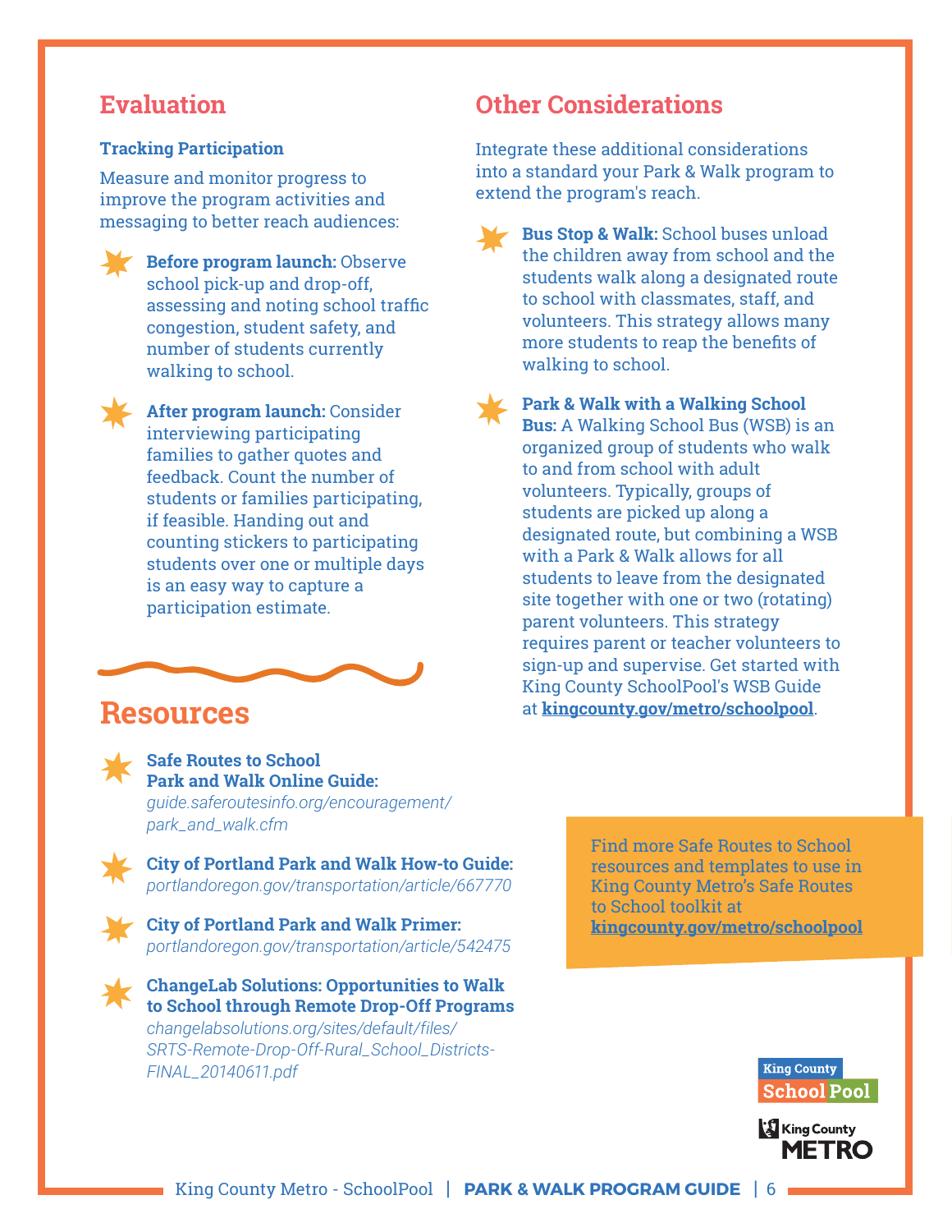## Evaluation

### Tracking Participation

Measure and monitor progress to improve the program activities and messaging to better reach audiences:

- **Before program launch:** Observe school pick-up and drop-off, assessing and noting school traffic congestion, student safety, and number of students currently walking to school.
- **After program launch:** Consider interviewing participating families to gather quotes and feedback. Count the number of students or families participating, if feasible. Handing out and counting stickers to participating students over one or multiple days is an easy way to capture a participation estimate.

## Resources

- **Safe Routes to School Park and Walk Online Guide:** *guide.saferoutesinfo.org/encouragement/park_and_walk.cfm*
- **City of Portland Park and Walk How-to Guide:** *portlandoregon.gov/transportation/article/667770*
- **City of Portland Park and Walk Primer:** *portlandoregon.gov/transportation/article/542475*
- **ChangeLab Solutions: Opportunities to Walk to School through Remote Drop-Off Programs** *changelabsolutions.org/sites/default/files/SRTS-Remote-Drop-Off-Rural_School_Districts-FINAL_20140611.pdf*

## Other Considerations

Integrate these additional considerations into a standard your Park & Walk program to extend the program's reach.

- **Bus Stop & Walk:** School buses unload the children away from school and the students walk along a designated route to school with classmates, staff, and volunteers. This strategy allows many more students to reap the benefits of walking to school.
- **Park & Walk with a Walking School Bus:** A Walking School Bus (WSB) is an organized group of students who walk to and from school with adult volunteers. Typically, groups of students are picked up along a designated route, but combining a WSB with a Park & Walk allows for all students to leave from the designated site together with one or two (rotating) parent volunteers. This strategy requires parent or teacher volunteers to sign-up and supervise. Get started with King County SchoolPool's WSB Guide at **kingcounty.gov/metro/schoolpool**.

Find more Safe Routes to School resources and templates to use in King County Metro's Safe Routes to School toolkit at **kingcounty.gov/metro/schoolpool**

King County School Pool

King County METRO